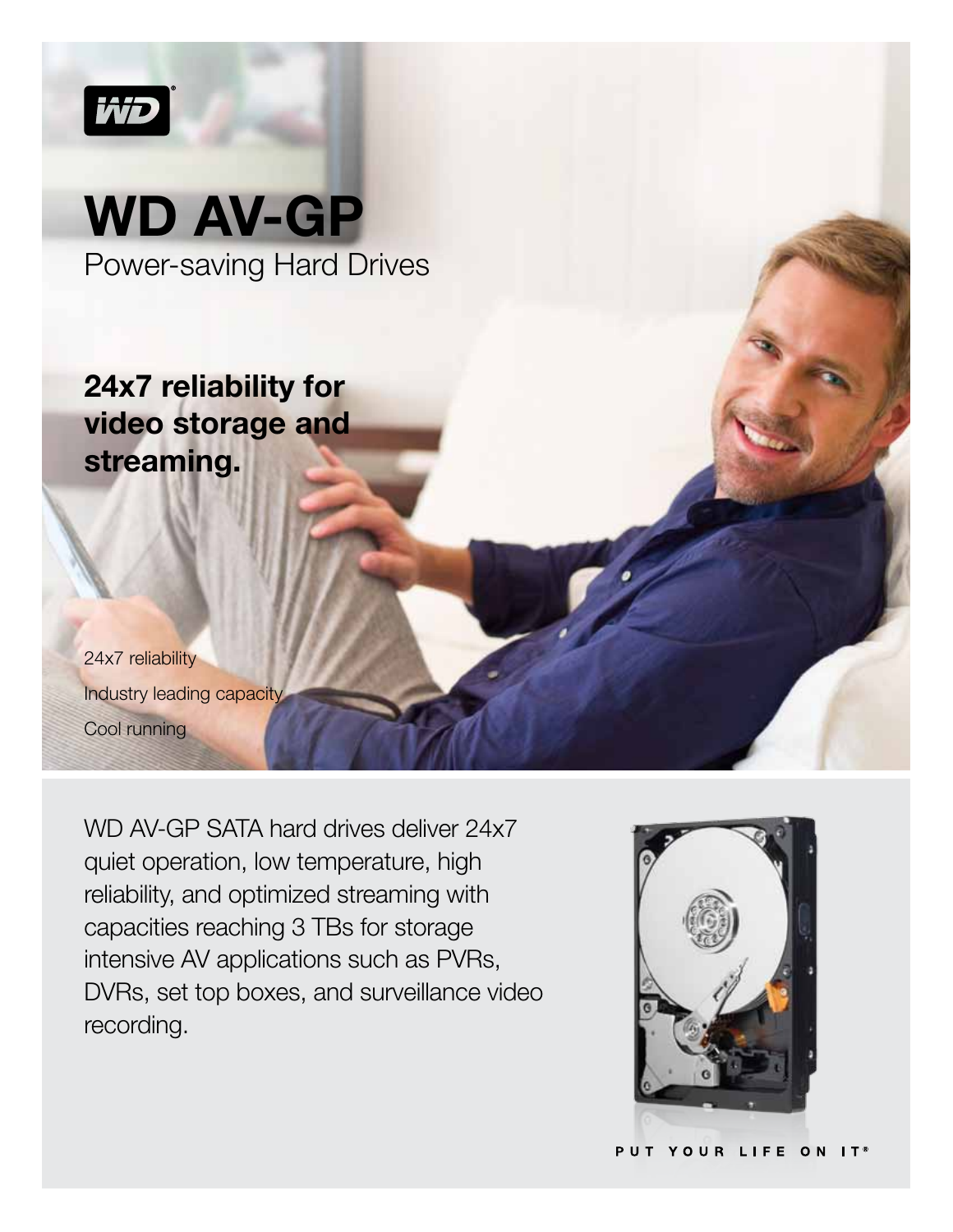WD

# WD AV-GP

Power-saving Hard Drives

## 24x7 reliability for video storage and streaming.

24x7 reliability

Industry leading capacity

Cool running

WD AV-GP SATA hard drives deliver 24x7 quiet operation, low temperature, high reliability, and optimized streaming with capacities reaching 3 TBs for storage intensive AV applications such as PVRs, DVRs, set top boxes, and surveillance video recording.

PUT YOUR LIFE ON IT®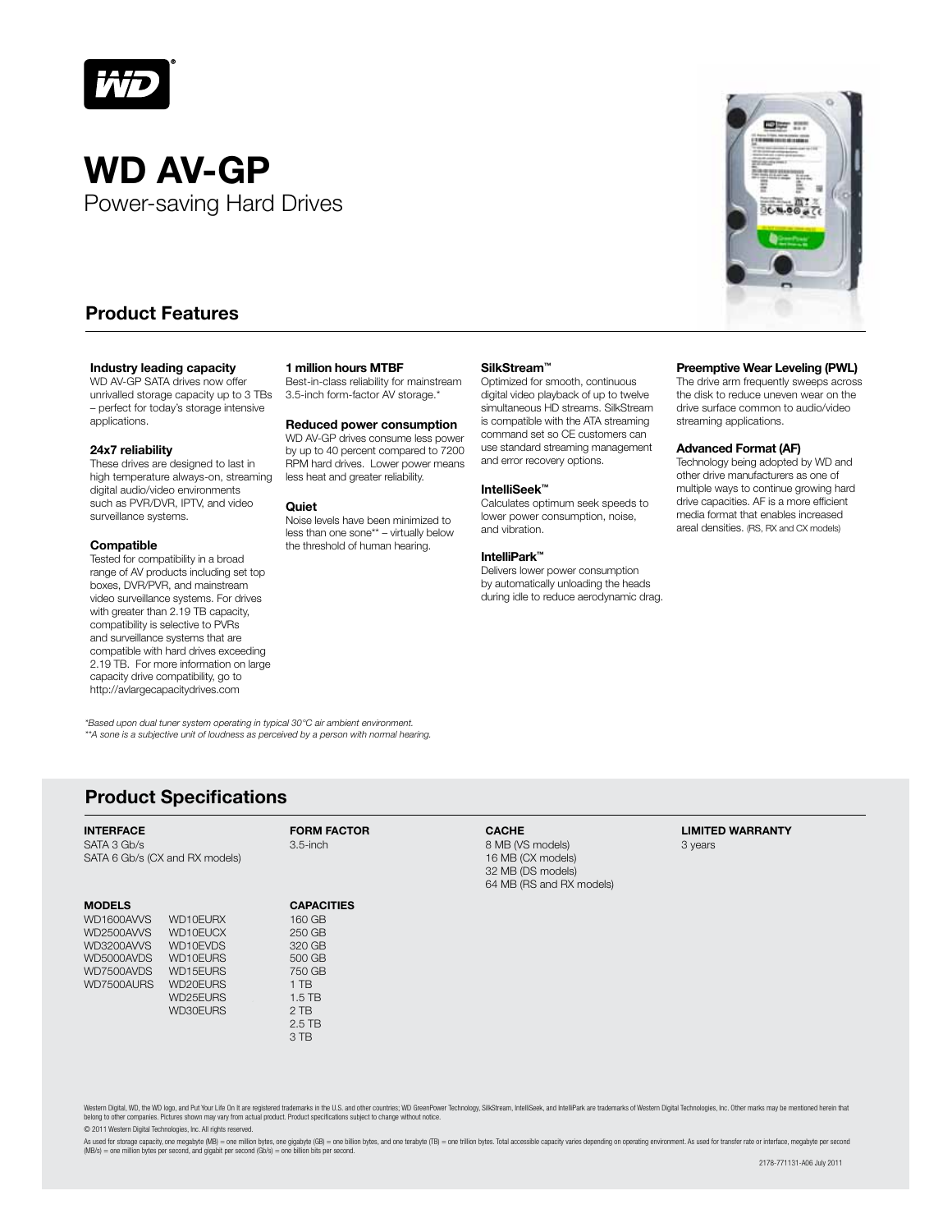# WD AV-GP

Power-saving Hard Drives

## Product Features

**Industry leading capacity**
WD AV-GP SATA drives now offer unrivalled storage capacity up to 3 TBs – perfect for today's storage intensive applications.

**24x7 reliability**
These drives are designed to last in high temperature always-on, streaming digital audio/video environments such as PVR/DVR, IPTV, and video surveillance systems.

**Compatible**
Tested for compatibility in a broad range of AV products including set top boxes, DVR/PVR, and mainstream video surveillance systems. For drives with greater than 2.19 TB capacity, compatibility is selective to PVRs and surveillance systems that are compatible with hard drives exceeding 2.19 TB. For more information on large capacity drive compatibility, go to http://avlargecapacitydrives.com

**1 million hours MTBF**
Best-in-class reliability for mainstream 3.5-inch form-factor AV storage.*

**Reduced power consumption**
WD AV-GP drives consume less power by up to 40 percent compared to 7200 RPM hard drives. Lower power means less heat and greater reliability.

**Quiet**
Noise levels have been minimized to less than one sone** – virtually below the threshold of human hearing.

**SilkStream™**
Optimized for smooth, continuous digital video playback of up to twelve simultaneous HD streams. SilkStream is compatible with the ATA streaming command set so CE customers can use standard streaming management and error recovery options.

**IntelliSeek™**
Calculates optimum seek speeds to lower power consumption, noise, and vibration.

**IntelliPark™**
Delivers lower power consumption by automatically unloading the heads during idle to reduce aerodynamic drag.

**Preemptive Wear Leveling (PWL)**
The drive arm frequently sweeps across the disk to reduce uneven wear on the drive surface common to audio/video streaming applications.

**Advanced Format (AF)**
Technology being adopted by WD and other drive manufacturers as one of multiple ways to continue growing hard drive capacities. AF is a more efficient media format that enables increased areal densities. (RS, RX and CX models)

*Based upon dual tuner system operating in typical 30°C air ambient environment.
**A sone is a subjective unit of loudness as perceived by a person with normal hearing.

## Product Specifications

**INTERFACE**
SATA 3 Gb/s
SATA 6 Gb/s (CX and RX models)

**FORM FACTOR**
3.5-inch

**CACHE**
8 MB (VS models)
16 MB (CX models)
32 MB (DS models)
64 MB (RS and RX models)

**LIMITED WARRANTY**
3 years

**MODELS**
WD1600AVVS
WD2500AVVS
WD3200AVVS
WD5000AVDS
WD7500AVDS
WD7500AURS
WD10EURX
WD10EUCX
WD10EVDS
WD10EURS
WD15EURS
WD20EURS
WD25EURS
WD30EURS

**CAPACITIES**
160 GB
250 GB
320 GB
500 GB
750 GB
1 TB
1.5 TB
2 TB
2.5 TB
3 TB

Western Digital, WD, the WD logo, and Put Your Life On It are registered trademarks in the U.S. and other countries; WD GreenPower Technology, SilkStream, IntelliSeek, and IntelliPark are trademarks of Western Digital Technologies, Inc. Other marks may be mentioned herein that belong to other companies. Pictures shown may vary from actual product. Product specifications subject to change without notice.

© 2011 Western Digital Technologies, Inc. All rights reserved.

As used for storage capacity, one megabyte (MB) = one million bytes, one gigabyte (GB) = one billion bytes, and one terabyte (TB) = one trillion bytes. Total accessible capacity varies depending on operating environment. As used for transfer rate or interface, megabyte per second (MB/s) = one million bytes per second, and gigabit per second (Gb/s) = one billion bits per second.

2178-771131-A06 July 2011